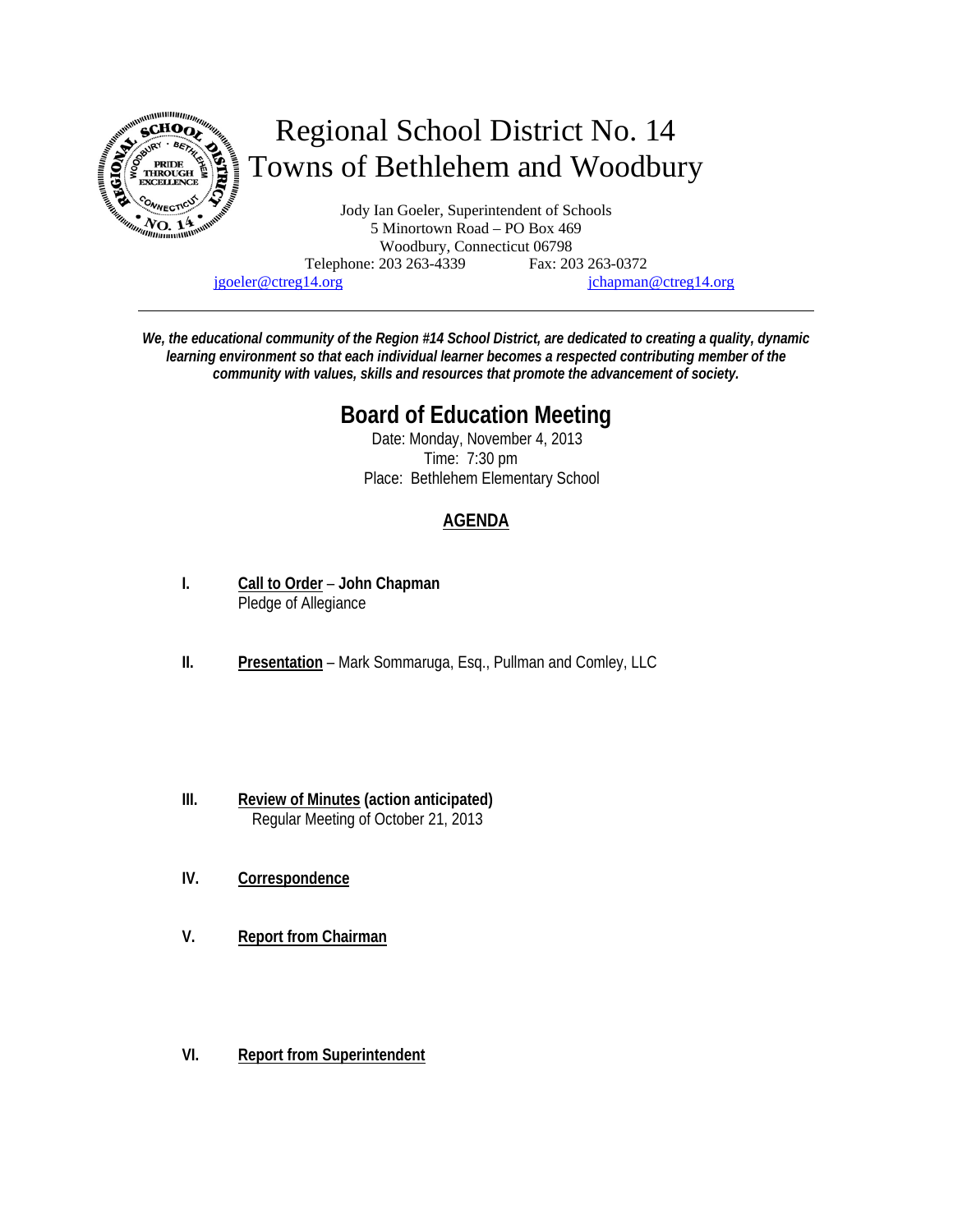# Regional School District No. 14
## Towns of Bethlehem and Woodbury

Jody Ian Goeler, Superintendent of Schools
5 Minortown Road – PO Box 469
Woodbury, Connecticut 06798
Telephone: 203 263-4339 Fax: 203 263-0372
jgoeler@ctreg14.org jchapman@ctreg14.org

---

***We, the educational community of the Region #14 School District, are dedicated to creating a quality, dynamic learning environment so that each individual learner becomes a respected contributing member of the community with values, skills and resources that promote the advancement of society.***

## Board of Education Meeting

Date: Monday, November 4, 2013
Time: 7:30 pm
Place: Bethlehem Elementary School

### AGENDA

**I.** **Call to Order** – **John Chapman**
Pledge of Allegiance

**II.** **Presentation** – Mark Sommaruga, Esq., Pullman and Comley, LLC

**III.** **Review of Minutes (action anticipated)**
Regular Meeting of October 21, 2013

**IV.** **Correspondence**

**V.** **Report from Chairman**

**VI.** **Report from Superintendent**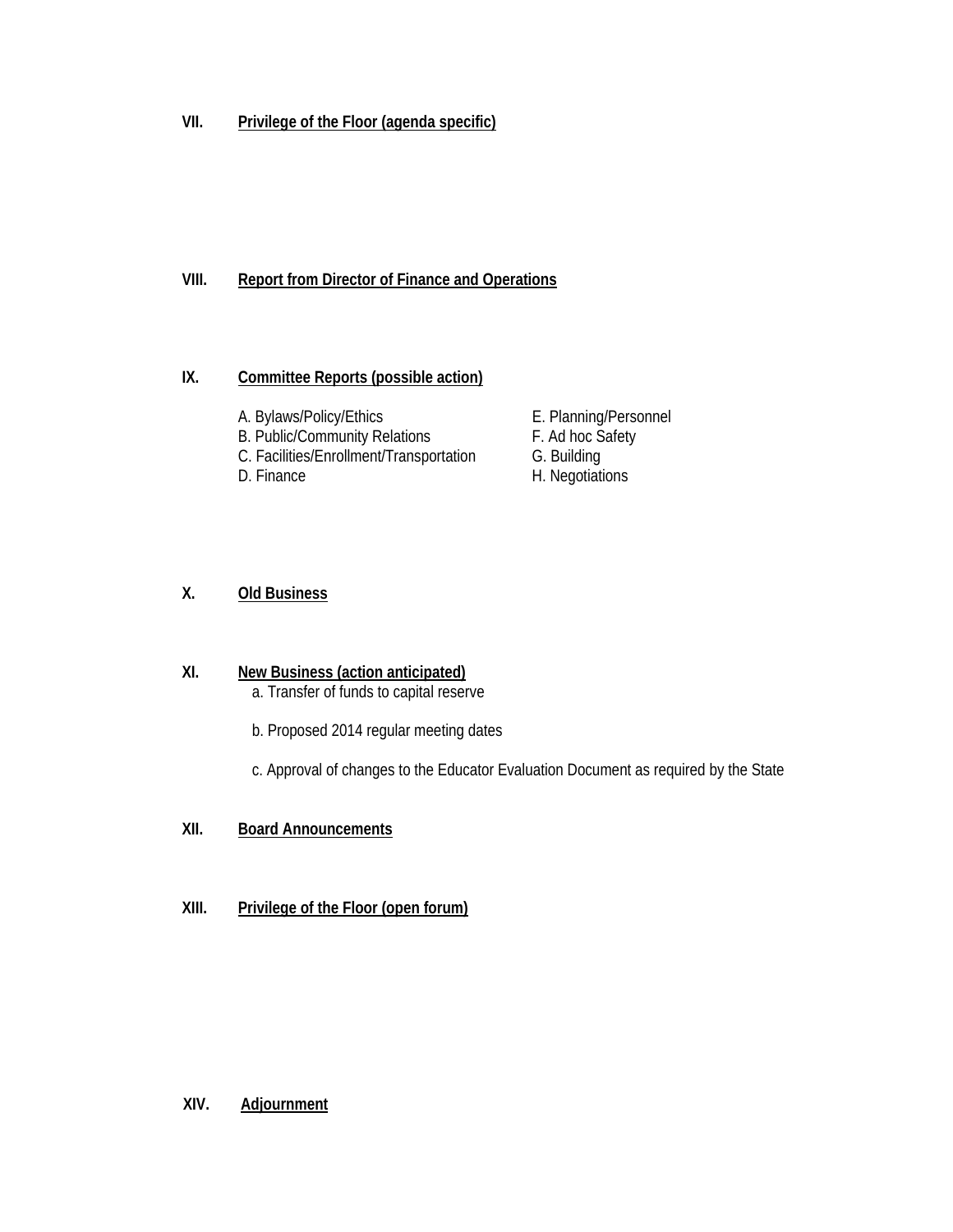**VII. Privilege of the Floor (agenda specific)**

**VIII. Report from Director of Finance and Operations**

**IX. Committee Reports (possible action)**

A. Bylaws/Policy/Ethics
B. Public/Community Relations
C. Facilities/Enrollment/Transportation
D. Finance
E. Planning/Personnel
F. Ad hoc Safety
G. Building
H. Negotiations

**X. Old Business**

**XI. New Business (action anticipated)**

a. Transfer of funds to capital reserve

b. Proposed 2014 regular meeting dates

c. Approval of changes to the Educator Evaluation Document as required by the State

**XII. Board Announcements**

**XIII. Privilege of the Floor (open forum)**

**XIV. Adjournment**